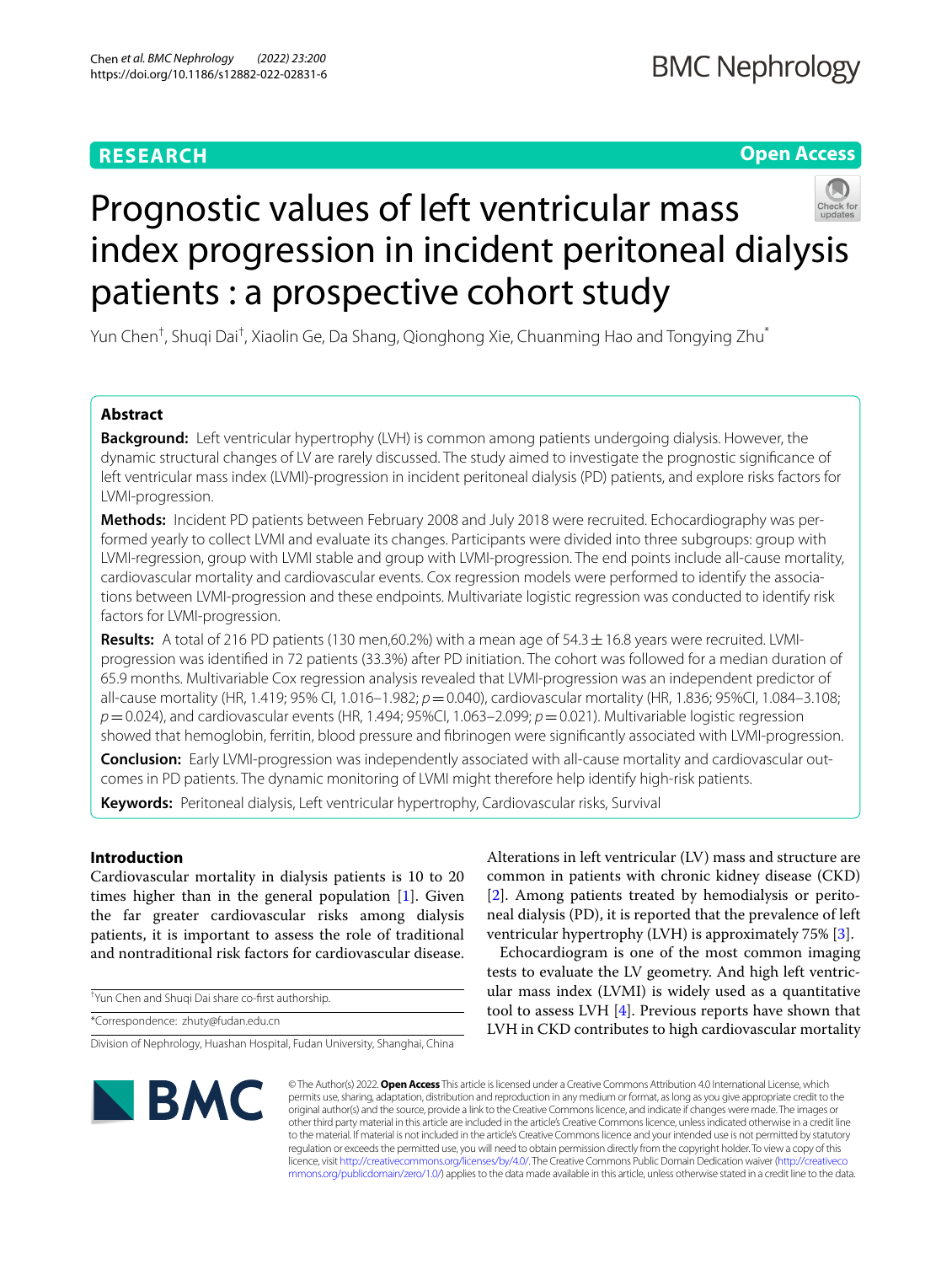RESEARCH

Open Access

# Prognostic values of left ventricular mass index progression in incident peritoneal dialysis patients : a prospective cohort study

Yun Chen[†], Shuqi Dai[†], Xiaolin Ge, Da Shang, Qionghong Xie, Chuanming Hao and Tongying Zhu[*]

## Abstract

**Background:** Left ventricular hypertrophy (LVH) is common among patients undergoing dialysis. However, the dynamic structural changes of LV are rarely discussed. The study aimed to investigate the prognostic significance of left ventricular mass index (LVMI)-progression in incident peritoneal dialysis (PD) patients, and explore risks factors for LVMI-progression.

**Methods:** Incident PD patients between February 2008 and July 2018 were recruited. Echocardiography was performed yearly to collect LVMI and evaluate its changes. Participants were divided into three subgroups: group with LVMI-regression, group with LVMI stable and group with LVMI-progression. The end points include all-cause mortality, cardiovascular mortality and cardiovascular events. Cox regression models were performed to identify the associations between LVMI-progression and these endpoints. Multivariate logistic regression was conducted to identify risk factors for LVMI-progression.

**Results:** A total of 216 PD patients (130 men,60.2%) with a mean age of $54.3 \pm 16.8$ years were recruited. LVMI-progression was identified in 72 patients (33.3%) after PD initiation. The cohort was followed for a median duration of 65.9 months. Multivariable Cox regression analysis revealed that LVMI-progression was an independent predictor of all-cause mortality (HR, 1.419; 95% CI, 1.016–1.982; $p=0.040$), cardiovascular mortality (HR, 1.836; 95%CI, 1.084–3.108; $p=0.024$), and cardiovascular events (HR, 1.494; 95%CI, 1.063–2.099; $p=0.021$). Multivariable logistic regression showed that hemoglobin, ferritin, blood pressure and fibrinogen were significantly associated with LVMI-progression.

**Conclusion:** Early LVMI-progression was independently associated with all-cause mortality and cardiovascular outcomes in PD patients. The dynamic monitoring of LVMI might therefore help identify high-risk patients.

**Keywords:** Peritoneal dialysis, Left ventricular hypertrophy, Cardiovascular risks, Survival

## Introduction

Cardiovascular mortality in dialysis patients is 10 to 20 times higher than in the general population [1]. Given the far greater cardiovascular risks among dialysis patients, it is important to assess the role of traditional and nontraditional risk factors for cardiovascular disease. Alterations in left ventricular (LV) mass and structure are common in patients with chronic kidney disease (CKD) [2]. Among patients treated by hemodialysis or peritoneal dialysis (PD), it is reported that the prevalence of left ventricular hypertrophy (LVH) is approximately 75% [3].

Echocardiogram is one of the most common imaging tests to evaluate the LV geometry. And high left ventricular mass index (LVMI) is widely used as a quantitative tool to assess LVH [4]. Previous reports have shown that LVH in CKD contributes to high cardiovascular mortality

[†]Yun Chen and Shuqi Dai share co-first authorship.

*Correspondence: zhuty@fudan.edu.cn

Division of Nephrology, Huashan Hospital, Fudan University, Shanghai, China

© The Author(s) 2022. **Open Access** This article is licensed under a Creative Commons Attribution 4.0 International License, which permits use, sharing, adaptation, distribution and reproduction in any medium or format, as long as you give appropriate credit to the original author(s) and the source, provide a link to the Creative Commons licence, and indicate if changes were made. The images or other third party material in this article are included in the article's Creative Commons licence, unless indicated otherwise in a credit line to the material. If material is not included in the article's Creative Commons licence and your intended use is not permitted by statutory regulation or exceeds the permitted use, you will need to obtain permission directly from the copyright holder. To view a copy of this licence, visit http://creativecommons.org/licenses/by/4.0/. The Creative Commons Public Domain Dedication waiver (http://creativecommons.org/publicdomain/zero/1.0/) applies to the data made available in this article, unless otherwise stated in a credit line to the data.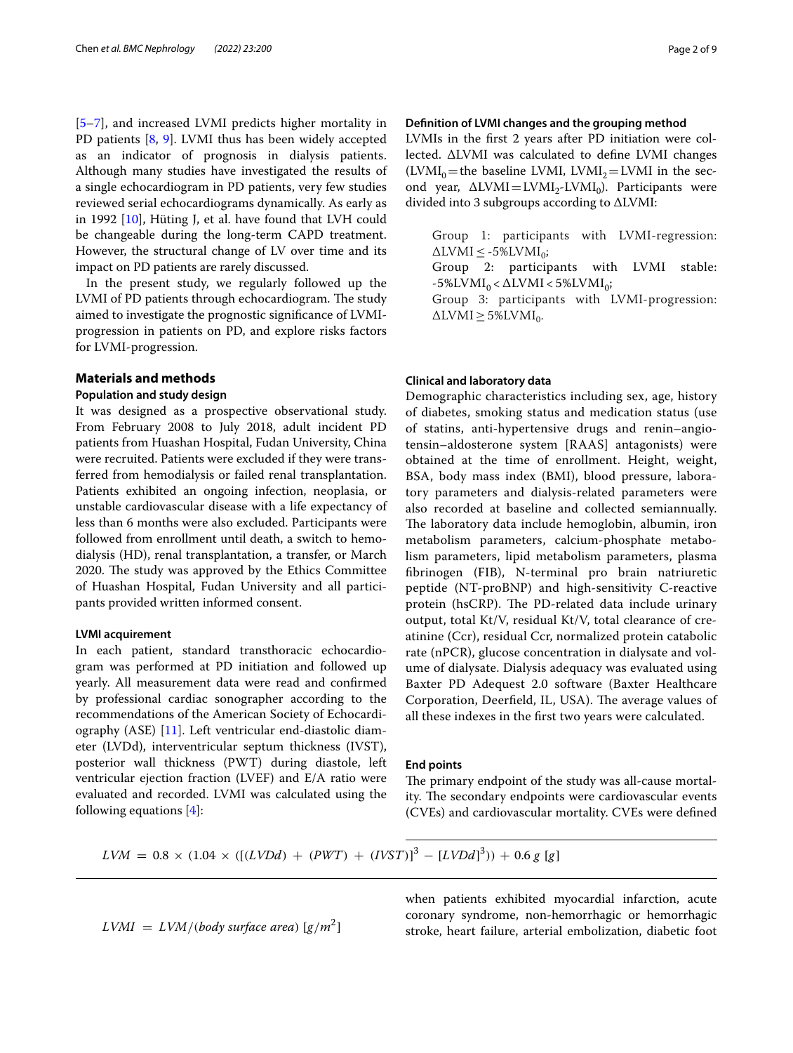[5–7], and increased LVMI predicts higher mortality in PD patients [8, 9]. LVMI thus has been widely accepted as an indicator of prognosis in dialysis patients. Although many studies have investigated the results of a single echocardiogram in PD patients, very few studies reviewed serial echocardiograms dynamically. As early as in 1992 [10], Hüting J, et al. have found that LVH could be changeable during the long-term CAPD treatment. However, the structural change of LV over time and its impact on PD patients are rarely discussed.

In the present study, we regularly followed up the LVMI of PD patients through echocardiogram. The study aimed to investigate the prognostic significance of LVMI-progression in patients on PD, and explore risks factors for LVMI-progression.

## Materials and methods

### Population and study design

It was designed as a prospective observational study. From February 2008 to July 2018, adult incident PD patients from Huashan Hospital, Fudan University, China were recruited. Patients were excluded if they were transferred from hemodialysis or failed renal transplantation. Patients exhibited an ongoing infection, neoplasia, or unstable cardiovascular disease with a life expectancy of less than 6 months were also excluded. Participants were followed from enrollment until death, a switch to hemodialysis (HD), renal transplantation, a transfer, or March 2020. The study was approved by the Ethics Committee of Huashan Hospital, Fudan University and all participants provided written informed consent.

### LVMI acquirement

In each patient, standard transthoracic echocardiogram was performed at PD initiation and followed up yearly. All measurement data were read and confirmed by professional cardiac sonographer according to the recommendations of the American Society of Echocardiography (ASE) [11]. Left ventricular end-diastolic diameter (LVDd), interventricular septum thickness (IVST), posterior wall thickness (PWT) during diastole, left ventricular ejection fraction (LVEF) and E/A ratio were evaluated and recorded. LVMI was calculated using the following equations [4]:

$$LVM = 0.8 \times (1.04 \times ([(LVDd) + (PWT) + (IVST)]^3 - [LVDd]^3)) + 0.6\ g\ [g]$$

$$LVMI = LVM/(body\ surface\ area)\ [g/m^2]$$

### Definition of LVMI changes and the grouping method

LVMIs in the first 2 years after PD initiation were collected. ΔLVMI was calculated to define LVMI changes ($LVMI_0$ = the baseline LVMI, $LVMI_2$ = LVMI in the second year, $\Delta LVMI = LVMI_2 - LVMI_0$). Participants were divided into 3 subgroups according to ΔLVMI:

Group 1: participants with LVMI-regression: $\Delta LVMI \leq -5\%LVMI_0$;

Group 2: participants with LVMI stable: $-5\%LVMI_0 < \Delta LVMI < 5\%LVMI_0$;

Group 3: participants with LVMI-progression: $\Delta LVMI \geq 5\%LVMI_0$.

### Clinical and laboratory data

Demographic characteristics including sex, age, history of diabetes, smoking status and medication status (use of statins, anti-hypertensive drugs and renin–angiotensin–aldosterone system [RAAS] antagonists) were obtained at the time of enrollment. Height, weight, BSA, body mass index (BMI), blood pressure, laboratory parameters and dialysis-related parameters were also recorded at baseline and collected semiannually. The laboratory data include hemoglobin, albumin, iron metabolism parameters, calcium-phosphate metabolism parameters, lipid metabolism parameters, plasma fibrinogen (FIB), N-terminal pro brain natriuretic peptide (NT-proBNP) and high-sensitivity C-reactive protein (hsCRP). The PD-related data include urinary output, total Kt/V, residual Kt/V, total clearance of creatinine (Ccr), residual Ccr, normalized protein catabolic rate (nPCR), glucose concentration in dialysate and volume of dialysate. Dialysis adequacy was evaluated using Baxter PD Adequest 2.0 software (Baxter Healthcare Corporation, Deerfield, IL, USA). The average values of all these indexes in the first two years were calculated.

### End points

The primary endpoint of the study was all-cause mortality. The secondary endpoints were cardiovascular events (CVEs) and cardiovascular mortality. CVEs were defined when patients exhibited myocardial infarction, acute coronary syndrome, non-hemorrhagic or hemorrhagic stroke, heart failure, arterial embolization, diabetic foot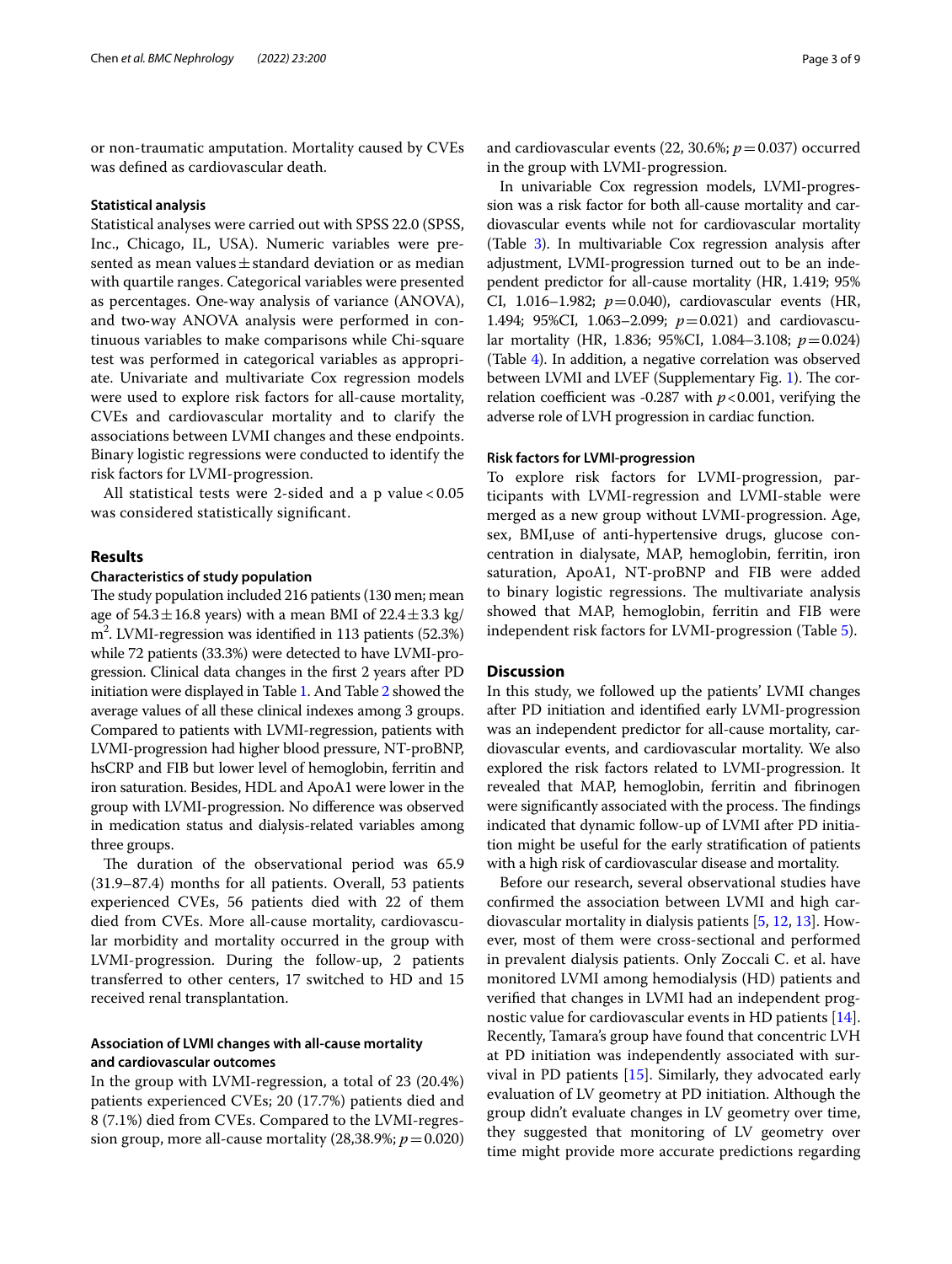or non-traumatic amputation. Mortality caused by CVEs was defined as cardiovascular death.

### Statistical analysis

Statistical analyses were carried out with SPSS 22.0 (SPSS, Inc., Chicago, IL, USA). Numeric variables were presented as mean values ± standard deviation or as median with quartile ranges. Categorical variables were presented as percentages. One-way analysis of variance (ANOVA), and two-way ANOVA analysis were performed in continuous variables to make comparisons while Chi-square test was performed in categorical variables as appropriate. Univariate and multivariate Cox regression models were used to explore risk factors for all-cause mortality, CVEs and cardiovascular mortality and to clarify the associations between LVMI changes and these endpoints. Binary logistic regressions were conducted to identify the risk factors for LVMI-progression.

All statistical tests were 2-sided and a p value < 0.05 was considered statistically significant.

## Results

### Characteristics of study population

The study population included 216 patients (130 men; mean age of 54.3 ± 16.8 years) with a mean BMI of 22.4 ± 3.3 kg/m$^2$. LVMI-regression was identified in 113 patients (52.3%) while 72 patients (33.3%) were detected to have LVMI-progression. Clinical data changes in the first 2 years after PD initiation were displayed in Table 1. And Table 2 showed the average values of all these clinical indexes among 3 groups. Compared to patients with LVMI-regression, patients with LVMI-progression had higher blood pressure, NT-proBNP, hsCRP and FIB but lower level of hemoglobin, ferritin and iron saturation. Besides, HDL and ApoA1 were lower in the group with LVMI-progression. No difference was observed in medication status and dialysis-related variables among three groups.

The duration of the observational period was 65.9 (31.9–87.4) months for all patients. Overall, 53 patients experienced CVEs, 56 patients died with 22 of them died from CVEs. More all-cause mortality, cardiovascular morbidity and mortality occurred in the group with LVMI-progression. During the follow-up, 2 patients transferred to other centers, 17 switched to HD and 15 received renal transplantation.

### Association of LVMI changes with all-cause mortality and cardiovascular outcomes

In the group with LVMI-regression, a total of 23 (20.4%) patients experienced CVEs; 20 (17.7%) patients died and 8 (7.1%) died from CVEs. Compared to the LVMI-regression group, more all-cause mortality (28,38.9%; $p = 0.020$) and cardiovascular events (22, 30.6%; $p = 0.037$) occurred in the group with LVMI-progression.

In univariable Cox regression models, LVMI-progression was a risk factor for both all-cause mortality and cardiovascular events while not for cardiovascular mortality (Table 3). In multivariable Cox regression analysis after adjustment, LVMI-progression turned out to be an independent predictor for all-cause mortality (HR, 1.419; 95% CI, 1.016–1.982; $p = 0.040$), cardiovascular events (HR, 1.494; 95%CI, 1.063–2.099; $p = 0.021$) and cardiovascular mortality (HR, 1.836; 95%CI, 1.084–3.108; $p = 0.024$) (Table 4). In addition, a negative correlation was observed between LVMI and LVEF (Supplementary Fig. 1). The correlation coefficient was -0.287 with $p < 0.001$, verifying the adverse role of LVH progression in cardiac function.

### Risk factors for LVMI-progression

To explore risk factors for LVMI-progression, participants with LVMI-regression and LVMI-stable were merged as a new group without LVMI-progression. Age, sex, BMI,use of anti-hypertensive drugs, glucose concentration in dialysate, MAP, hemoglobin, ferritin, iron saturation, ApoA1, NT-proBNP and FIB were added to binary logistic regressions. The multivariate analysis showed that MAP, hemoglobin, ferritin and FIB were independent risk factors for LVMI-progression (Table 5).

## Discussion

In this study, we followed up the patients' LVMI changes after PD initiation and identified early LVMI-progression was an independent predictor for all-cause mortality, cardiovascular events, and cardiovascular mortality. We also explored the risk factors related to LVMI-progression. It revealed that MAP, hemoglobin, ferritin and fibrinogen were significantly associated with the process. The findings indicated that dynamic follow-up of LVMI after PD initiation might be useful for the early stratification of patients with a high risk of cardiovascular disease and mortality.

Before our research, several observational studies have confirmed the association between LVMI and high cardiovascular mortality in dialysis patients [5, 12, 13]. However, most of them were cross-sectional and performed in prevalent dialysis patients. Only Zoccali C. et al. have monitored LVMI among hemodialysis (HD) patients and verified that changes in LVMI had an independent prognostic value for cardiovascular events in HD patients [14]. Recently, Tamara's group have found that concentric LVH at PD initiation was independently associated with survival in PD patients [15]. Similarly, they advocated early evaluation of LV geometry at PD initiation. Although the group didn't evaluate changes in LV geometry over time, they suggested that monitoring of LV geometry over time might provide more accurate predictions regarding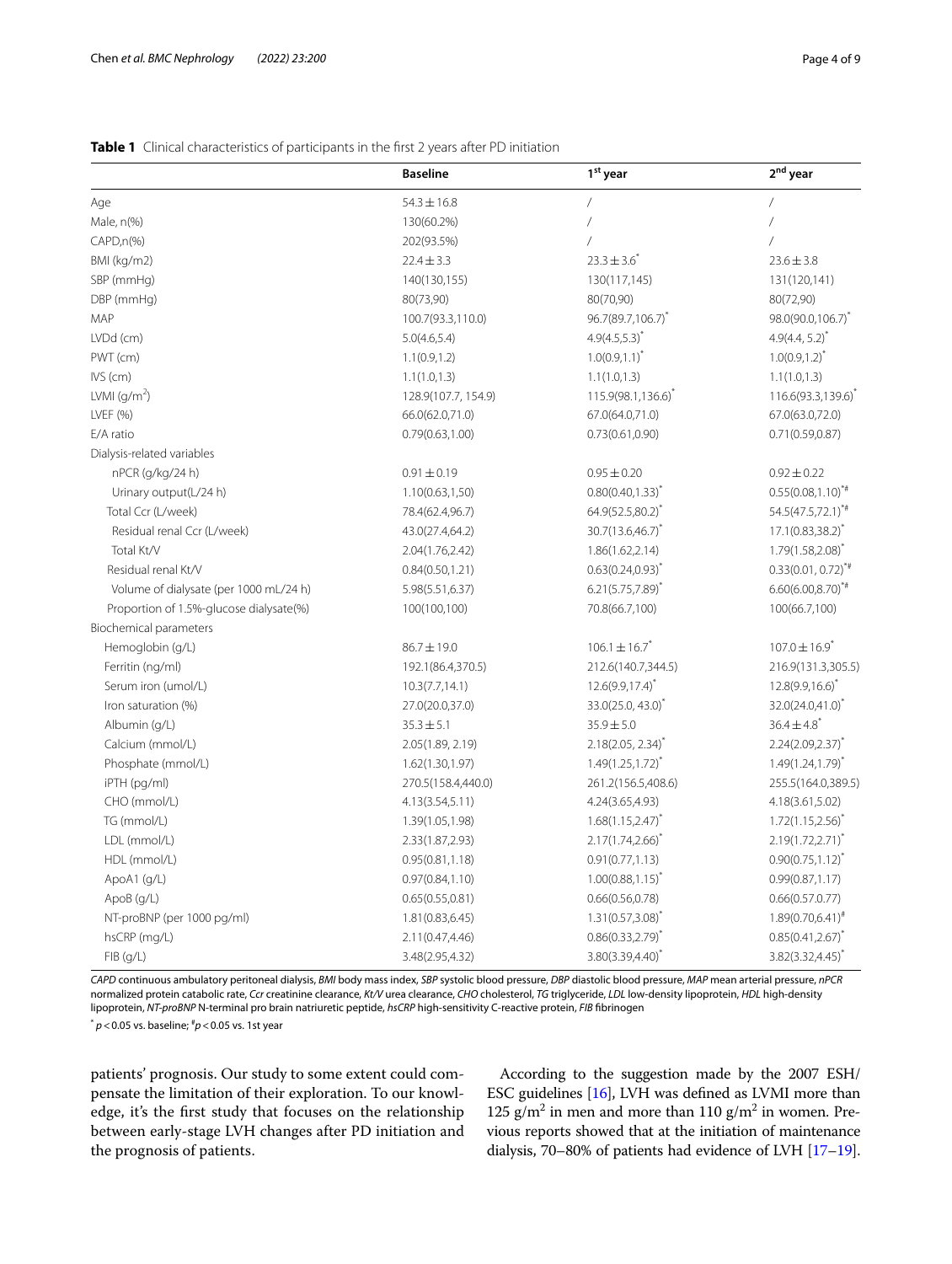**Table 1** Clinical characteristics of participants in the first 2 years after PD initiation

| | Baseline | 1st year | 2nd year |
|---|---|---|---|
| Age | 54.3 ± 16.8 | / | / |
| Male, n(%) | 130(60.2%) | / | / |
| CAPD,n(%) | 202(93.5%) | / | / |
| BMI (kg/m2) | 22.4 ± 3.3 | 23.3 ± 3.6* | 23.6 ± 3.8 |
| SBP (mmHg) | 140(130,155) | 130(117,145) | 131(120,141) |
| DBP (mmHg) | 80(73,90) | 80(70,90) | 80(72,90) |
| MAP | 100.7(93.3,110.0) | 96.7(89.7,106.7)* | 98.0(90.0,106.7)* |
| LVDd (cm) | 5.0(4.6,5.4) | 4.9(4.5,5.3)* | 4.9(4.4, 5.2)* |
| PWT (cm) | 1.1(0.9,1.2) | 1.0(0.9,1.1)* | 1.0(0.9,1.2)* |
| IVS (cm) | 1.1(1.0,1.3) | 1.1(1.0,1.3) | 1.1(1.0,1.3) |
| LVMI (g/m²) | 128.9(107.7, 154.9) | 115.9(98.1,136.6)* | 116.6(93.3,139.6)* |
| LVEF (%) | 66.0(62.0,71.0) | 67.0(64.0,71.0) | 67.0(63.0,72.0) |
| E/A ratio | 0.79(0.63,1.00) | 0.73(0.61,0.90) | 0.71(0.59,0.87) |
| Dialysis-related variables | | | |
| nPCR (g/kg/24 h) | 0.91 ± 0.19 | 0.95 ± 0.20 | 0.92 ± 0.22 |
| Urinary output(L/24 h) | 1.10(0.63,1,50) | 0.80(0.40,1.33)* | 0.55(0.08,1.10)*# |
| Total Ccr (L/week) | 78.4(62.4,96.7) | 64.9(52.5,80.2)* | 54.5(47.5,72.1)*# |
| Residual renal Ccr (L/week) | 43.0(27.4,64.2) | 30.7(13.6,46.7)* | 17.1(0.83,38.2)* |
| Total Kt/V | 2.04(1.76,2.42) | 1.86(1.62,2.14) | 1.79(1.58,2.08)* |
| Residual renal Kt/V | 0.84(0.50,1.21) | 0.63(0.24,0.93)* | 0.33(0.01, 0.72)*# |
| Volume of dialysate (per 1000 mL/24 h) | 5.98(5.51,6.37) | 6.21(5.75,7.89)* | 6.60(6.00,8.70)*# |
| Proportion of 1.5%-glucose dialysate(%) | 100(100,100) | 70.8(66.7,100) | 100(66.7,100) |
| Biochemical parameters | | | |
| Hemoglobin (g/L) | 86.7 ± 19.0 | 106.1 ± 16.7* | 107.0 ± 16.9* |
| Ferritin (ng/ml) | 192.1(86.4,370.5) | 212.6(140.7,344.5) | 216.9(131.3,305.5) |
| Serum iron (umol/L) | 10.3(7.7,14.1) | 12.6(9.9,17.4)* | 12.8(9.9,16.6)* |
| Iron saturation (%) | 27.0(20.0,37.0) | 33.0(25.0, 43.0)* | 32.0(24.0,41.0)* |
| Albumin (g/L) | 35.3 ± 5.1 | 35.9 ± 5.0 | 36.4 ± 4.8* |
| Calcium (mmol/L) | 2.05(1.89, 2.19) | 2.18(2.05, 2.34)* | 2.24(2.09,2.37)* |
| Phosphate (mmol/L) | 1.62(1.30,1.97) | 1.49(1.25,1.72)* | 1.49(1.24,1.79)* |
| iPTH (pg/ml) | 270.5(158.4,440.0) | 261.2(156.5,408.6) | 255.5(164.0,389.5) |
| CHO (mmol/L) | 4.13(3.54,5.11) | 4.24(3.65,4.93) | 4.18(3.61,5.02) |
| TG (mmol/L) | 1.39(1.05,1.98) | 1.68(1.15,2.47)* | 1.72(1.15,2.56)* |
| LDL (mmol/L) | 2.33(1.87,2.93) | 2.17(1.74,2.66)* | 2.19(1.72,2.71)* |
| HDL (mmol/L) | 0.95(0.81,1.18) | 0.91(0.77,1.13) | 0.90(0.75,1.12)* |
| ApoA1 (g/L) | 0.97(0.84,1.10) | 1.00(0.88,1.15)* | 0.99(0.87,1.17) |
| ApoB (g/L) | 0.65(0.55,0.81) | 0.66(0.56,0.78) | 0.66(0.57.0.77) |
| NT-proBNP (per 1000 pg/ml) | 1.81(0.83,6.45) | 1.31(0.57,3.08)* | 1.89(0.70,6.41)# |
| hsCRP (mg/L) | 2.11(0.47,4.46) | 0.86(0.33,2.79)* | 0.85(0.41,2.67)* |
| FIB (g/L) | 3.48(2.95,4.32) | 3.80(3.39,4.40)* | 3.82(3.32,4.45)* |

*CAPD* continuous ambulatory peritoneal dialysis, *BMI* body mass index, *SBP* systolic blood pressure, *DBP* diastolic blood pressure, *MAP* mean arterial pressure, *nPCR* normalized protein catabolic rate, *Ccr* creatinine clearance, *Kt/V* urea clearance, *CHO* cholesterol, *TG* triglyceride, *LDL* low-density lipoprotein, *HDL* high-density lipoprotein, *NT-proBNP* N-terminal pro brain natriuretic peptide, *hsCRP* high-sensitivity C-reactive protein, *FIB* fibrinogen

\* $p < 0.05$ vs. baseline; # $p < 0.05$ vs. 1st year

patients' prognosis. Our study to some extent could compensate the limitation of their exploration. To our knowledge, it's the first study that focuses on the relationship between early-stage LVH changes after PD initiation and the prognosis of patients.

According to the suggestion made by the 2007 ESH/ESC guidelines [16], LVH was defined as LVMI more than 125 g/m² in men and more than 110 g/m² in women. Previous reports showed that at the initiation of maintenance dialysis, 70–80% of patients had evidence of LVH [17–19].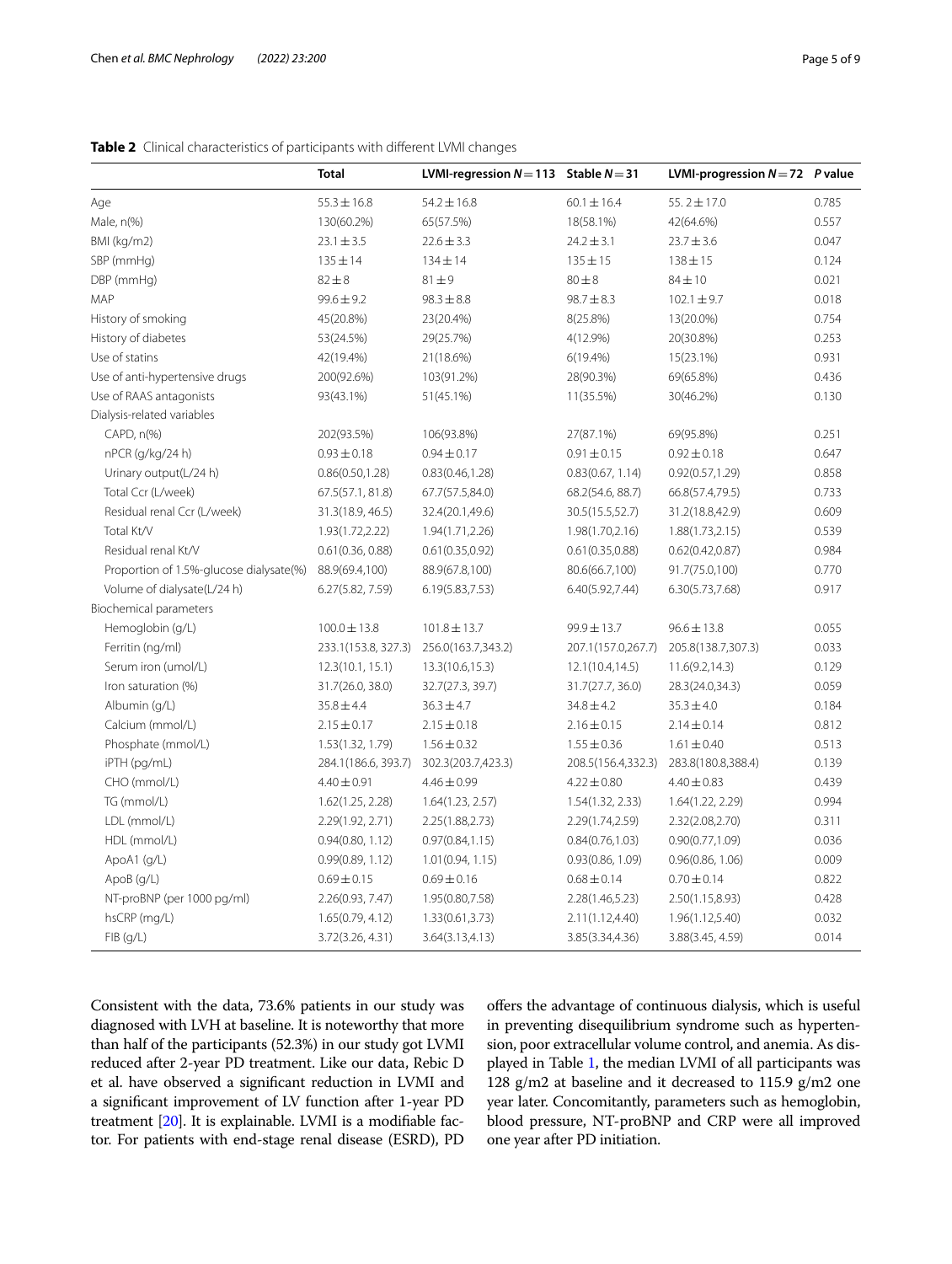**Table 2** Clinical characteristics of participants with different LVMI changes

| | Total | LVMI-regression $N=113$ | Stable $N=31$ | LVMI-progression $N=72$ | P value |
|---|---|---|---|---|---|
| Age | 55.3 ± 16.8 | 54.2 ± 16.8 | 60.1 ± 16.4 | 55. 2 ± 17.0 | 0.785 |
| Male, n(%) | 130(60.2%) | 65(57.5%) | 18(58.1%) | 42(64.6%) | 0.557 |
| BMI (kg/m2) | 23.1 ± 3.5 | 22.6 ± 3.3 | 24.2 ± 3.1 | 23.7 ± 3.6 | 0.047 |
| SBP (mmHg) | 135 ± 14 | 134 ± 14 | 135 ± 15 | 138 ± 15 | 0.124 |
| DBP (mmHg) | 82 ± 8 | 81 ± 9 | 80 ± 8 | 84 ± 10 | 0.021 |
| MAP | 99.6 ± 9.2 | 98.3 ± 8.8 | 98.7 ± 8.3 | 102.1 ± 9.7 | 0.018 |
| History of smoking | 45(20.8%) | 23(20.4%) | 8(25.8%) | 13(20.0%) | 0.754 |
| History of diabetes | 53(24.5%) | 29(25.7%) | 4(12.9%) | 20(30.8%) | 0.253 |
| Use of statins | 42(19.4%) | 21(18.6%) | 6(19.4%) | 15(23.1%) | 0.931 |
| Use of anti-hypertensive drugs | 200(92.6%) | 103(91.2%) | 28(90.3%) | 69(65.8%) | 0.436 |
| Use of RAAS antagonists | 93(43.1%) | 51(45.1%) | 11(35.5%) | 30(46.2%) | 0.130 |
| Dialysis-related variables | | | | | |
| CAPD, n(%) | 202(93.5%) | 106(93.8%) | 27(87.1%) | 69(95.8%) | 0.251 |
| nPCR (g/kg/24 h) | 0.93 ± 0.18 | 0.94 ± 0.17 | 0.91 ± 0.15 | 0.92 ± 0.18 | 0.647 |
| Urinary output(L/24 h) | 0.86(0.50,1.28) | 0.83(0.46,1.28) | 0.83(0.67, 1.14) | 0.92(0.57,1.29) | 0.858 |
| Total Ccr (L/week) | 67.5(57.1, 81.8) | 67.7(57.5,84.0) | 68.2(54.6, 88.7) | 66.8(57.4,79.5) | 0.733 |
| Residual renal Ccr (L/week) | 31.3(18.9, 46.5) | 32.4(20.1,49.6) | 30.5(15.5,52.7) | 31.2(18.8,42.9) | 0.609 |
| Total Kt/V | 1.93(1.72,2.22) | 1.94(1.71,2.26) | 1.98(1.70,2.16) | 1.88(1.73,2.15) | 0.539 |
| Residual renal Kt/V | 0.61(0.36, 0.88) | 0.61(0.35,0.92) | 0.61(0.35,0.88) | 0.62(0.42,0.87) | 0.984 |
| Proportion of 1.5%-glucose dialysate(%) | 88.9(69.4,100) | 88.9(67.8,100) | 80.6(66.7,100) | 91.7(75.0,100) | 0.770 |
| Volume of dialysate(L/24 h) | 6.27(5.82, 7.59) | 6.19(5.83,7.53) | 6.40(5.92,7.44) | 6.30(5.73,7.68) | 0.917 |
| Biochemical parameters | | | | | |
| Hemoglobin (g/L) | 100.0 ± 13.8 | 101.8 ± 13.7 | 99.9 ± 13.7 | 96.6 ± 13.8 | 0.055 |
| Ferritin (ng/ml) | 233.1(153.8, 327.3) | 256.0(163.7,343.2) | 207.1(157.0,267.7) | 205.8(138.7,307.3) | 0.033 |
| Serum iron (umol/L) | 12.3(10.1, 15.1) | 13.3(10.6,15.3) | 12.1(10.4,14.5) | 11.6(9.2,14.3) | 0.129 |
| Iron saturation (%) | 31.7(26.0, 38.0) | 32.7(27.3, 39.7) | 31.7(27.7, 36.0) | 28.3(24.0,34.3) | 0.059 |
| Albumin (g/L) | 35.8 ± 4.4 | 36.3 ± 4.7 | 34.8 ± 4.2 | 35.3 ± 4.0 | 0.184 |
| Calcium (mmol/L) | 2.15 ± 0.17 | 2.15 ± 0.18 | 2.16 ± 0.15 | 2.14 ± 0.14 | 0.812 |
| Phosphate (mmol/L) | 1.53(1.32, 1.79) | 1.56 ± 0.32 | 1.55 ± 0.36 | 1.61 ± 0.40 | 0.513 |
| iPTH (pg/mL) | 284.1(186.6, 393.7) | 302.3(203.7,423.3) | 208.5(156.4,332.3) | 283.8(180.8,388.4) | 0.139 |
| CHO (mmol/L) | 4.40 ± 0.91 | 4.46 ± 0.99 | 4.22 ± 0.80 | 4.40 ± 0.83 | 0.439 |
| TG (mmol/L) | 1.62(1.25, 2.28) | 1.64(1.23, 2.57) | 1.54(1.32, 2.33) | 1.64(1.22, 2.29) | 0.994 |
| LDL (mmol/L) | 2.29(1.92, 2.71) | 2.25(1.88,2.73) | 2.29(1.74,2.59) | 2.32(2.08,2.70) | 0.311 |
| HDL (mmol/L) | 0.94(0.80, 1.12) | 0.97(0.84,1.15) | 0.84(0.76,1.03) | 0.90(0.77,1.09) | 0.036 |
| ApoA1 (g/L) | 0.99(0.89, 1.12) | 1.01(0.94, 1.15) | 0.93(0.86, 1.09) | 0.96(0.86, 1.06) | 0.009 |
| ApoB (g/L) | 0.69 ± 0.15 | 0.69 ± 0.16 | 0.68 ± 0.14 | 0.70 ± 0.14 | 0.822 |
| NT-proBNP (per 1000 pg/ml) | 2.26(0.93, 7.47) | 1.95(0.80,7.58) | 2.28(1.46,5.23) | 2.50(1.15,8.93) | 0.428 |
| hsCRP (mg/L) | 1.65(0.79, 4.12) | 1.33(0.61,3.73) | 2.11(1.12,4.40) | 1.96(1.12,5.40) | 0.032 |
| FIB (g/L) | 3.72(3.26, 4.31) | 3.64(3.13,4.13) | 3.85(3.34,4.36) | 3.88(3.45, 4.59) | 0.014 |

Consistent with the data, 73.6% patients in our study was diagnosed with LVH at baseline. It is noteworthy that more than half of the participants (52.3%) in our study got LVMI reduced after 2-year PD treatment. Like our data, Rebic D et al. have observed a significant reduction in LVMI and a significant improvement of LV function after 1-year PD treatment [20]. It is explainable. LVMI is a modifiable factor. For patients with end-stage renal disease (ESRD), PD offers the advantage of continuous dialysis, which is useful in preventing disequilibrium syndrome such as hypertension, poor extracellular volume control, and anemia. As displayed in Table 1, the median LVMI of all participants was 128 g/m2 at baseline and it decreased to 115.9 g/m2 one year later. Concomitantly, parameters such as hemoglobin, blood pressure, NT-proBNP and CRP were all improved one year after PD initiation.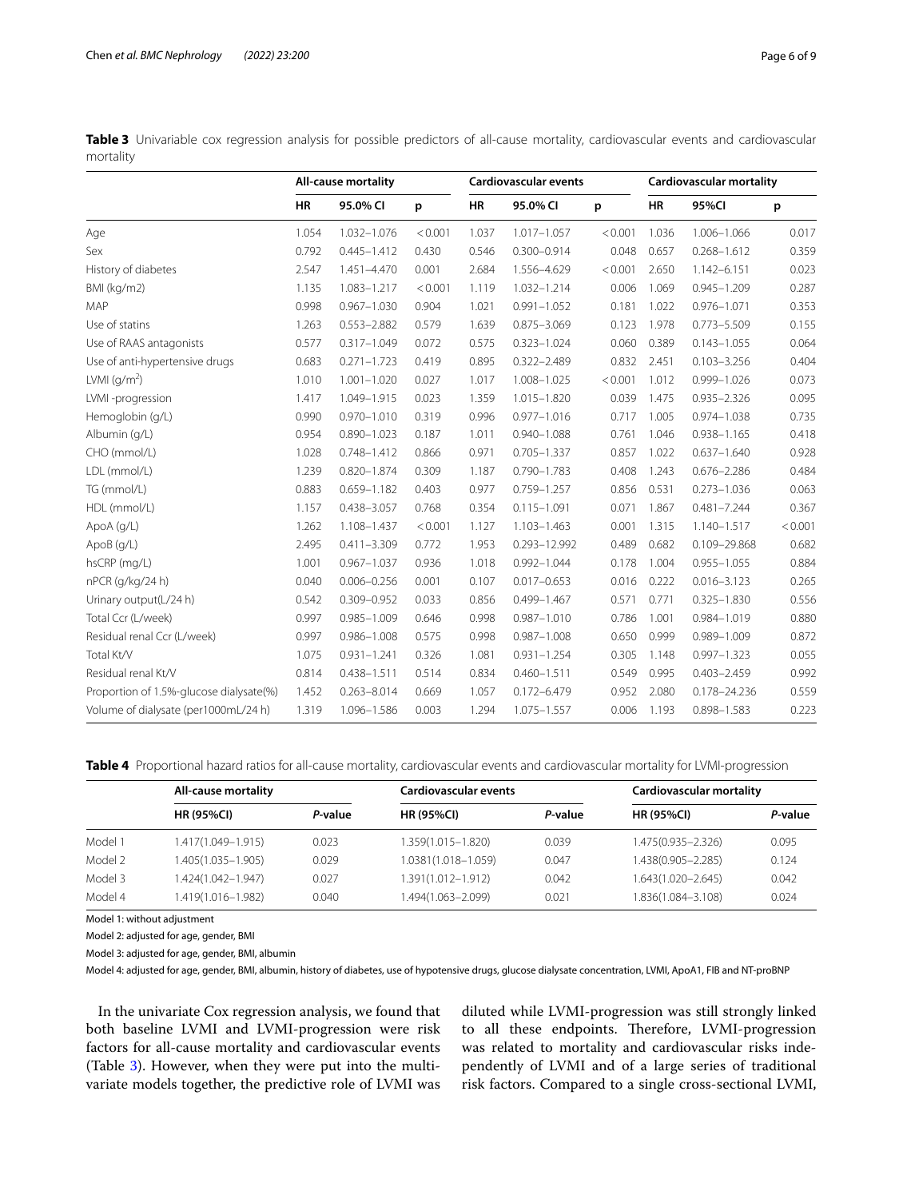**Table 3** Univariable cox regression analysis for possible predictors of all-cause mortality, cardiovascular events and cardiovascular mortality

| | All-cause mortality | | | Cardiovascular events | | | Cardiovascular mortality | | |
|---|---|---|---|---|---|---|---|---|---|
| | HR | 95.0% CI | p | HR | 95.0% CI | p | HR | 95%CI | p |
| Age | 1.054 | 1.032–1.076 | < 0.001 | 1.037 | 1.017–1.057 | < 0.001 | 1.036 | 1.006–1.066 | 0.017 |
| Sex | 0.792 | 0.445–1.412 | 0.430 | 0.546 | 0.300–0.914 | 0.048 | 0.657 | 0.268–1.612 | 0.359 |
| History of diabetes | 2.547 | 1.451–4.470 | 0.001 | 2.684 | 1.556–4.629 | < 0.001 | 2.650 | 1.142–6.151 | 0.023 |
| BMI (kg/m2) | 1.135 | 1.083–1.217 | < 0.001 | 1.119 | 1.032–1.214 | 0.006 | 1.069 | 0.945–1.209 | 0.287 |
| MAP | 0.998 | 0.967–1.030 | 0.904 | 1.021 | 0.991–1.052 | 0.181 | 1.022 | 0.976–1.071 | 0.353 |
| Use of statins | 1.263 | 0.553–2.882 | 0.579 | 1.639 | 0.875–3.069 | 0.123 | 1.978 | 0.773–5.509 | 0.155 |
| Use of RAAS antagonists | 0.577 | 0.317–1.049 | 0.072 | 0.575 | 0.323–1.024 | 0.060 | 0.389 | 0.143–1.055 | 0.064 |
| Use of anti-hypertensive drugs | 0.683 | 0.271–1.723 | 0.419 | 0.895 | 0.322–2.489 | 0.832 | 2.451 | 0.103–3.256 | 0.404 |
| LVMI ($g/m^2$) | 1.010 | 1.001–1.020 | 0.027 | 1.017 | 1.008–1.025 | < 0.001 | 1.012 | 0.999–1.026 | 0.073 |
| LVMI -progression | 1.417 | 1.049–1.915 | 0.023 | 1.359 | 1.015–1.820 | 0.039 | 1.475 | 0.935–2.326 | 0.095 |
| Hemoglobin (g/L) | 0.990 | 0.970–1.010 | 0.319 | 0.996 | 0.977–1.016 | 0.717 | 1.005 | 0.974–1.038 | 0.735 |
| Albumin (g/L) | 0.954 | 0.890–1.023 | 0.187 | 1.011 | 0.940–1.088 | 0.761 | 1.046 | 0.938–1.165 | 0.418 |
| CHO (mmol/L) | 1.028 | 0.748–1.412 | 0.866 | 0.971 | 0.705–1.337 | 0.857 | 1.022 | 0.637–1.640 | 0.928 |
| LDL (mmol/L) | 1.239 | 0.820–1.874 | 0.309 | 1.187 | 0.790–1.783 | 0.408 | 1.243 | 0.676–2.286 | 0.484 |
| TG (mmol/L) | 0.883 | 0.659–1.182 | 0.403 | 0.977 | 0.759–1.257 | 0.856 | 0.531 | 0.273–1.036 | 0.063 |
| HDL (mmol/L) | 1.157 | 0.438–3.057 | 0.768 | 0.354 | 0.115–1.091 | 0.071 | 1.867 | 0.481–7.244 | 0.367 |
| ApoA (g/L) | 1.262 | 1.108–1.437 | < 0.001 | 1.127 | 1.103–1.463 | 0.001 | 1.315 | 1.140–1.517 | < 0.001 |
| ApoB (g/L) | 2.495 | 0.411–3.309 | 0.772 | 1.953 | 0.293–12.992 | 0.489 | 0.682 | 0.109–29.868 | 0.682 |
| hsCRP (mg/L) | 1.001 | 0.967–1.037 | 0.936 | 1.018 | 0.992–1.044 | 0.178 | 1.004 | 0.955–1.055 | 0.884 |
| nPCR (g/kg/24 h) | 0.040 | 0.006–0.256 | 0.001 | 0.107 | 0.017–0.653 | 0.016 | 0.222 | 0.016–3.123 | 0.265 |
| Urinary output(L/24 h) | 0.542 | 0.309–0.952 | 0.033 | 0.856 | 0.499–1.467 | 0.571 | 0.771 | 0.325–1.830 | 0.556 |
| Total Ccr (L/week) | 0.997 | 0.985–1.009 | 0.646 | 0.998 | 0.987–1.010 | 0.786 | 1.001 | 0.984–1.019 | 0.880 |
| Residual renal Ccr (L/week) | 0.997 | 0.986–1.008 | 0.575 | 0.998 | 0.987–1.008 | 0.650 | 0.999 | 0.989–1.009 | 0.872 |
| Total Kt/V | 1.075 | 0.931–1.241 | 0.326 | 1.081 | 0.931–1.254 | 0.305 | 1.148 | 0.997–1.323 | 0.055 |
| Residual renal Kt/V | 0.814 | 0.438–1.511 | 0.514 | 0.834 | 0.460–1.511 | 0.549 | 0.995 | 0.403–2.459 | 0.992 |
| Proportion of 1.5%-glucose dialysate(%) | 1.452 | 0.263–8.014 | 0.669 | 1.057 | 0.172–6.479 | 0.952 | 2.080 | 0.178–24.236 | 0.559 |
| Volume of dialysate (per1000mL/24 h) | 1.319 | 1.096–1.586 | 0.003 | 1.294 | 1.075–1.557 | 0.006 | 1.193 | 0.898–1.583 | 0.223 |

**Table 4** Proportional hazard ratios for all-cause mortality, cardiovascular events and cardiovascular mortality for LVMI-progression

| | All-cause mortality | | Cardiovascular events | | Cardiovascular mortality | |
|---|---|---|---|---|---|---|
| | HR (95%CI) | *P*-value | HR (95%CI) | *P*-value | HR (95%CI) | *P*-value |
| Model 1 | 1.417(1.049–1.915) | 0.023 | 1.359(1.015–1.820) | 0.039 | 1.475(0.935–2.326) | 0.095 |
| Model 2 | 1.405(1.035–1.905) | 0.029 | 1.0381(1.018–1.059) | 0.047 | 1.438(0.905–2.285) | 0.124 |
| Model 3 | 1.424(1.042–1.947) | 0.027 | 1.391(1.012–1.912) | 0.042 | 1.643(1.020–2.645) | 0.042 |
| Model 4 | 1.419(1.016–1.982) | 0.040 | 1.494(1.063–2.099) | 0.021 | 1.836(1.084–3.108) | 0.024 |

Model 1: without adjustment

Model 2: adjusted for age, gender, BMI

Model 3: adjusted for age, gender, BMI, albumin

Model 4: adjusted for age, gender, BMI, albumin, history of diabetes, use of hypotensive drugs, glucose dialysate concentration, LVMI, ApoA1, FIB and NT-proBNP

In the univariate Cox regression analysis, we found that both baseline LVMI and LVMI-progression were risk factors for all-cause mortality and cardiovascular events (Table 3). However, when they were put into the multivariate models together, the predictive role of LVMI was diluted while LVMI-progression was still strongly linked to all these endpoints. Therefore, LVMI-progression was related to mortality and cardiovascular risks independently of LVMI and of a large series of traditional risk factors. Compared to a single cross-sectional LVMI,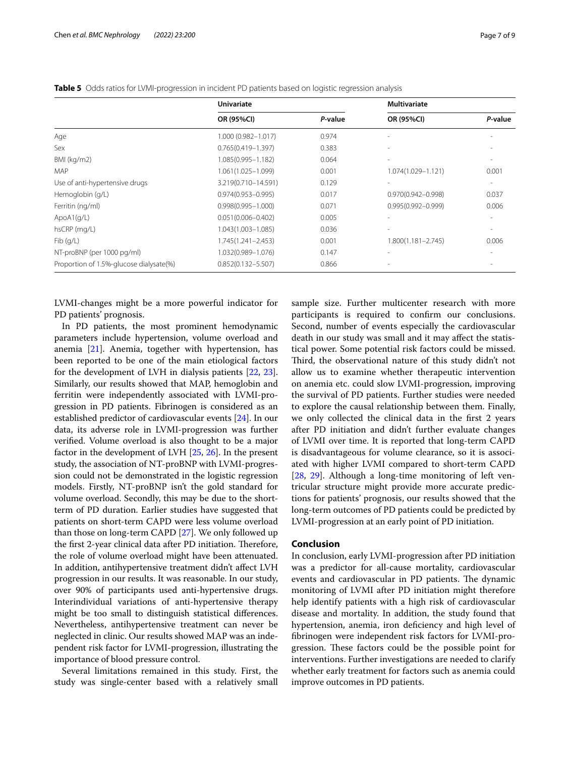**Table 5** Odds ratios for LVMI-progression in incident PD patients based on logistic regression analysis

| | Univariate | | Multivariate | |
|---|---|---|---|---|
| | OR (95%CI) | *P*-value | OR (95%CI) | *P*-value |
| Age | 1.000 (0.982–1.017) | 0.974 | - | - |
| Sex | 0.765(0.419–1.397) | 0.383 | - | - |
| BMI (kg/m2) | 1.085(0.995–1.182) | 0.064 | - | - |
| MAP | 1.061(1.025–1.099) | 0.001 | 1.074(1.029–1.121) | 0.001 |
| Use of anti-hypertensive drugs | 3.219(0.710–14.591) | 0.129 | - | - |
| Hemoglobin (g/L) | 0.974(0.953–0.995) | 0.017 | 0.970(0.942–0.998) | 0.037 |
| Ferritin (ng/ml) | 0.998(0.995–1.000) | 0.071 | 0.995(0.992–0.999) | 0.006 |
| ApoA1(g/L) | 0.051(0.006–0.402) | 0.005 | - | - |
| hsCRP (mg/L) | 1.043(1.003–1.085) | 0.036 | - | - |
| Fib (g/L) | 1.745(1.241–2.453) | 0.001 | 1.800(1.181–2.745) | 0.006 |
| NT-proBNP (per 1000 pg/ml) | 1.032(0.989–1.076) | 0.147 | - | - |
| Proportion of 1.5%-glucose dialysate(%) | 0.852(0.132–5.507) | 0.866 | - | - |

LVMI-changes might be a more powerful indicator for PD patients' prognosis.

In PD patients, the most prominent hemodynamic parameters include hypertension, volume overload and anemia [21]. Anemia, together with hypertension, has been reported to be one of the main etiological factors for the development of LVH in dialysis patients [22, 23]. Similarly, our results showed that MAP, hemoglobin and ferritin were independently associated with LVMI-progression in PD patients. Fibrinogen is considered as an established predictor of cardiovascular events [24]. In our data, its adverse role in LVMI-progression was further verified. Volume overload is also thought to be a major factor in the development of LVH [25, 26]. In the present study, the association of NT-proBNP with LVMI-progression could not be demonstrated in the logistic regression models. Firstly, NT-proBNP isn't the gold standard for volume overload. Secondly, this may be due to the short-term of PD duration. Earlier studies have suggested that patients on short-term CAPD were less volume overload than those on long-term CAPD [27]. We only followed up the first 2-year clinical data after PD initiation. Therefore, the role of volume overload might have been attenuated. In addition, antihypertensive treatment didn't affect LVH progression in our results. It was reasonable. In our study, over 90% of participants used anti-hypertensive drugs. Interindividual variations of anti-hypertensive therapy might be too small to distinguish statistical differences. Nevertheless, antihypertensive treatment can never be neglected in clinic. Our results showed MAP was an independent risk factor for LVMI-progression, illustrating the importance of blood pressure control.

Several limitations remained in this study. First, the study was single-center based with a relatively small sample size. Further multicenter research with more participants is required to confirm our conclusions. Second, number of events especially the cardiovascular death in our study was small and it may affect the statistical power. Some potential risk factors could be missed. Third, the observational nature of this study didn't not allow us to examine whether therapeutic intervention on anemia etc. could slow LVMI-progression, improving the survival of PD patients. Further studies were needed to explore the causal relationship between them. Finally, we only collected the clinical data in the first 2 years after PD initiation and didn't further evaluate changes of LVMI over time. It is reported that long-term CAPD is disadvantageous for volume clearance, so it is associated with higher LVMI compared to short-term CAPD [28, 29]. Although a long-time monitoring of left ventricular structure might provide more accurate predictions for patients' prognosis, our results showed that the long-term outcomes of PD patients could be predicted by LVMI-progression at an early point of PD initiation.

## Conclusion

In conclusion, early LVMI-progression after PD initiation was a predictor for all-cause mortality, cardiovascular events and cardiovascular in PD patients. The dynamic monitoring of LVMI after PD initiation might therefore help identify patients with a high risk of cardiovascular disease and mortality. In addition, the study found that hypertension, anemia, iron deficiency and high level of fibrinogen were independent risk factors for LVMI-progression. These factors could be the possible point for interventions. Further investigations are needed to clarify whether early treatment for factors such as anemia could improve outcomes in PD patients.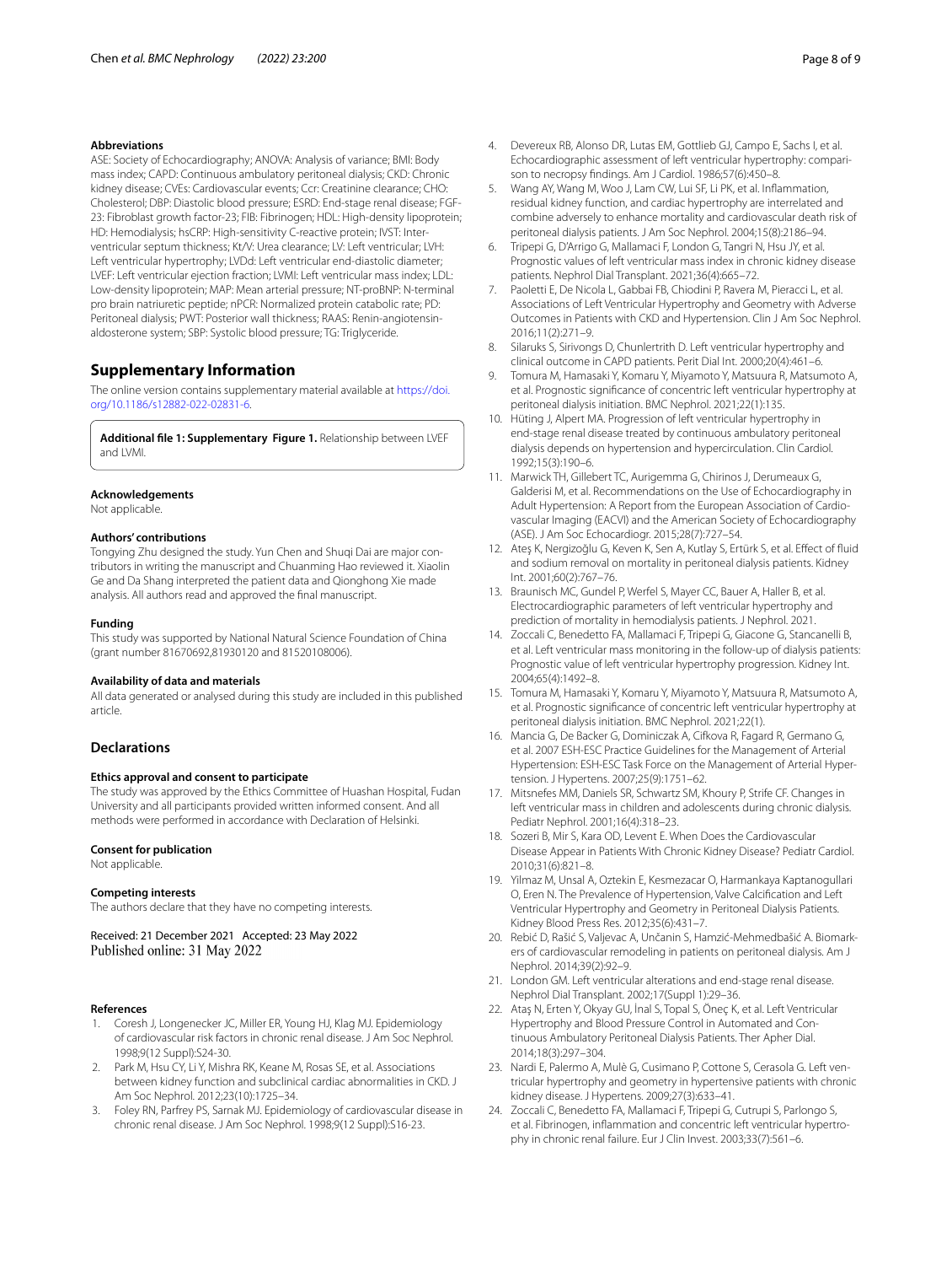### Abbreviations

ASE: Society of Echocardiography; ANOVA: Analysis of variance; BMI: Body mass index; CAPD: Continuous ambulatory peritoneal dialysis; CKD: Chronic kidney disease; CVEs: Cardiovascular events; Ccr: Creatinine clearance; CHO: Cholesterol; DBP: Diastolic blood pressure; ESRD: End-stage renal disease; FGF-23: Fibroblast growth factor-23; FIB: Fibrinogen; HDL: High-density lipoprotein; HD: Hemodialysis; hsCRP: High-sensitivity C-reactive protein; IVST: Interventricular septum thickness; Kt/V: Urea clearance; LV: Left ventricular; LVH: Left ventricular hypertrophy; LVDd: Left ventricular end-diastolic diameter; LVEF: Left ventricular ejection fraction; LVMI: Left ventricular mass index; LDL: Low-density lipoprotein; MAP: Mean arterial pressure; NT-proBNP: N-terminal pro brain natriuretic peptide; nPCR: Normalized protein catabolic rate; PD: Peritoneal dialysis; PWT: Posterior wall thickness; RAAS: Renin-angiotensin-aldosterone system; SBP: Systolic blood pressure; TG: Triglyceride.

## Supplementary Information

The online version contains supplementary material available at https://doi.org/10.1186/s12882-022-02831-6.

**Additional file 1: Supplementary Figure 1.** Relationship between LVEF and LVMI.

### Acknowledgements

Not applicable.

### Authors' contributions

Tongying Zhu designed the study. Yun Chen and Shuqi Dai are major contributors in writing the manuscript and Chuanming Hao reviewed it. Xiaolin Ge and Da Shang interpreted the patient data and Qionghong Xie made analysis. All authors read and approved the final manuscript.

### Funding

This study was supported by National Natural Science Foundation of China (grant number 81670692,81930120 and 81520108006).

### Availability of data and materials

All data generated or analysed during this study are included in this published article.

## Declarations

### Ethics approval and consent to participate

The study was approved by the Ethics Committee of Huashan Hospital, Fudan University and all participants provided written informed consent. And all methods were performed in accordance with Declaration of Helsinki.

### Consent for publication

Not applicable.

### Competing interests

The authors declare that they have no competing interests.

Received: 21 December 2021 Accepted: 23 May 2022
Published online: 31 May 2022

### References

1. Coresh J, Longenecker JC, Miller ER, Young HJ, Klag MJ. Epidemiology of cardiovascular risk factors in chronic renal disease. J Am Soc Nephrol. 1998;9(12 Suppl):S24-30.
2. Park M, Hsu CY, Li Y, Mishra RK, Keane M, Rosas SE, et al. Associations between kidney function and subclinical cardiac abnormalities in CKD. J Am Soc Nephrol. 2012;23(10):1725–34.
3. Foley RN, Parfrey PS, Sarnak MJ. Epidemiology of cardiovascular disease in chronic renal disease. J Am Soc Nephrol. 1998;9(12 Suppl):S16-23.
4. Devereux RB, Alonso DR, Lutas EM, Gottlieb GJ, Campo E, Sachs I, et al. Echocardiographic assessment of left ventricular hypertrophy: comparison to necropsy findings. Am J Cardiol. 1986;57(6):450–8.
5. Wang AY, Wang M, Woo J, Lam CW, Lui SF, Li PK, et al. Inflammation, residual kidney function, and cardiac hypertrophy are interrelated and combine adversely to enhance mortality and cardiovascular death risk of peritoneal dialysis patients. J Am Soc Nephrol. 2004;15(8):2186–94.
6. Tripepi G, D'Arrigo G, Mallamaci F, London G, Tangri N, Hsu JY, et al. Prognostic values of left ventricular mass index in chronic kidney disease patients. Nephrol Dial Transplant. 2021;36(4):665–72.
7. Paoletti E, De Nicola L, Gabbai FB, Chiodini P, Ravera M, Pieracci L, et al. Associations of Left Ventricular Hypertrophy and Geometry with Adverse Outcomes in Patients with CKD and Hypertension. Clin J Am Soc Nephrol. 2016;11(2):271–9.
8. Silaruks S, Sirivongs D, Chunlertrith D. Left ventricular hypertrophy and clinical outcome in CAPD patients. Perit Dial Int. 2000;20(4):461–6.
9. Tomura M, Hamasaki Y, Komaru Y, Miyamoto Y, Matsuura R, Matsumoto A, et al. Prognostic significance of concentric left ventricular hypertrophy at peritoneal dialysis initiation. BMC Nephrol. 2021;22(1):135.
10. Hüting J, Alpert MA. Progression of left ventricular hypertrophy in end-stage renal disease treated by continuous ambulatory peritoneal dialysis depends on hypertension and hypercirculation. Clin Cardiol. 1992;15(3):190–6.
11. Marwick TH, Gillebert TC, Aurigemma G, Chirinos J, Derumeaux G, Galderisi M, et al. Recommendations on the Use of Echocardiography in Adult Hypertension: A Report from the European Association of Cardiovascular Imaging (EACVI) and the American Society of Echocardiography (ASE). J Am Soc Echocardiogr. 2015;28(7):727–54.
12. Ateş K, Nergizoğlu G, Keven K, Sen A, Kutlay S, Ertürk S, et al. Effect of fluid and sodium removal on mortality in peritoneal dialysis patients. Kidney Int. 2001;60(2):767–76.
13. Braunisch MC, Gundel P, Werfel S, Mayer CC, Bauer A, Haller B, et al. Electrocardiographic parameters of left ventricular hypertrophy and prediction of mortality in hemodialysis patients. J Nephrol. 2021.
14. Zoccali C, Benedetto FA, Mallamaci F, Tripepi G, Giacone G, Stancanelli B, et al. Left ventricular mass monitoring in the follow-up of dialysis patients: Prognostic value of left ventricular hypertrophy progression. Kidney Int. 2004;65(4):1492–8.
15. Tomura M, Hamasaki Y, Komaru Y, Miyamoto Y, Matsuura R, Matsumoto A, et al. Prognostic significance of concentric left ventricular hypertrophy at peritoneal dialysis initiation. BMC Nephrol. 2021;22(1).
16. Mancia G, De Backer G, Dominiczak A, Cifkova R, Fagard R, Germano G, et al. 2007 ESH-ESC Practice Guidelines for the Management of Arterial Hypertension: ESH-ESC Task Force on the Management of Arterial Hypertension. J Hypertens. 2007;25(9):1751–62.
17. Mitsnefes MM, Daniels SR, Schwartz SM, Khoury P, Strife CF. Changes in left ventricular mass in children and adolescents during chronic dialysis. Pediatr Nephrol. 2001;16(4):318–23.
18. Sozeri B, Mir S, Kara OD, Levent E. When Does the Cardiovascular Disease Appear in Patients With Chronic Kidney Disease? Pediatr Cardiol. 2010;31(6):821–8.
19. Yilmaz M, Unsal A, Oztekin E, Kesmezacar O, Harmankaya Kaptanogullari O, Eren N. The Prevalence of Hypertension, Valve Calcification and Left Ventricular Hypertrophy and Geometry in Peritoneal Dialysis Patients. Kidney Blood Press Res. 2012;35(6):431–7.
20. Rebić D, Rašić S, Valjevac A, Unčanin S, Hamzić-Mehmedbašić A. Biomarkers of cardiovascular remodeling in patients on peritoneal dialysis. Am J Nephrol. 2014;39(2):92–9.
21. London GM. Left ventricular alterations and end-stage renal disease. Nephrol Dial Transplant. 2002;17(Suppl 1):29–36.
22. Ataş N, Erten Y, Okyay GU, İnal S, Topal S, Öneç K, et al. Left Ventricular Hypertrophy and Blood Pressure Control in Automated and Continuous Ambulatory Peritoneal Dialysis Patients. Ther Apher Dial. 2014;18(3):297–304.
23. Nardi E, Palermo A, Mulè G, Cusimano P, Cottone S, Cerasola G. Left ventricular hypertrophy and geometry in hypertensive patients with chronic kidney disease. J Hypertens. 2009;27(3):633–41.
24. Zoccali C, Benedetto FA, Mallamaci F, Tripepi G, Cutrupi S, Parlongo S, et al. Fibrinogen, inflammation and concentric left ventricular hypertrophy in chronic renal failure. Eur J Clin Invest. 2003;33(7):561–6.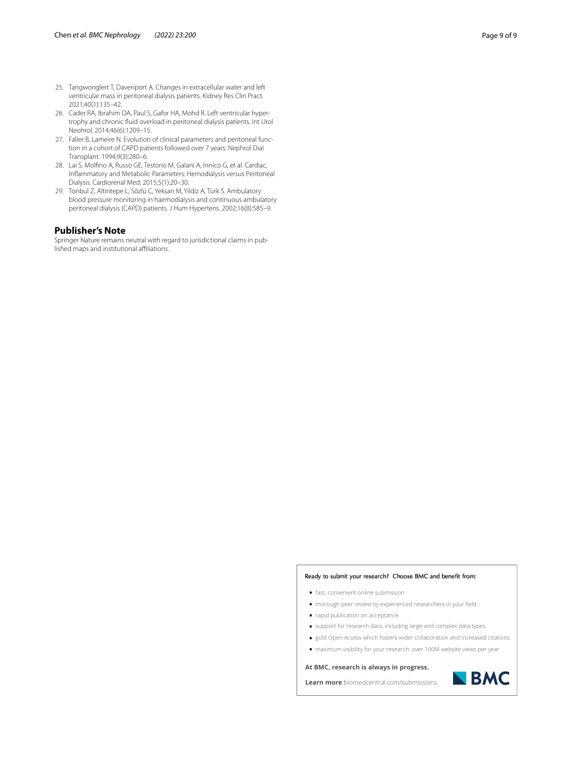25. Tangwonglert T, Davenport A. Changes in extracellular water and left ventricular mass in peritoneal dialysis patients. Kidney Res Clin Pract. 2021;40(1):135–42.
26. Cader RA, Ibrahim OA, Paul S, Gafor HA, Mohd R. Left ventricular hypertrophy and chronic fluid overload in peritoneal dialysis patients. Int Urol Neohrol. 2014;46(6):1209–15.
27. Faller B, Lameire N. Evolution of clinical parameters and peritoneal function in a cohort of CAPD patients followed over 7 years. Nephrol Dial Transplant. 1994;9(3):280–6.
28. Lai S, Molfino A, Russo GE, Testorio M, Galani A, Innico G, et al. Cardiac, Inflammatory and Metabolic Parameters: Hemodialysis versus Peritoneal Dialysis. Cardiorenal Med. 2015;5(1):20–30.
29. Tonbul Z, Altintepe L, Sözlü C, Yeksan M, Yildiz A, Türk S. Ambulatory blood pressure monitoring in haemodialysis and continuous ambulatory peritoneal dialysis (CAPD) patients. J Hum Hypertens. 2002;16(8):585–9.

## Publisher's Note

Springer Nature remains neutral with regard to jurisdictional claims in published maps and institutional affiliations.

Ready to submit your research? Choose BMC and benefit from:

- fast, convenient online submission
- thorough peer review by experienced researchers in your field
- rapid publication on acceptance
- support for research data, including large and complex data types
- gold Open Access which fosters wider collaboration and increased citations
- maximum visibility for your research: over 100M website views per year

**At BMC, research is always in progress.**

**Learn more** biomedcentral.com/submissions

BMC